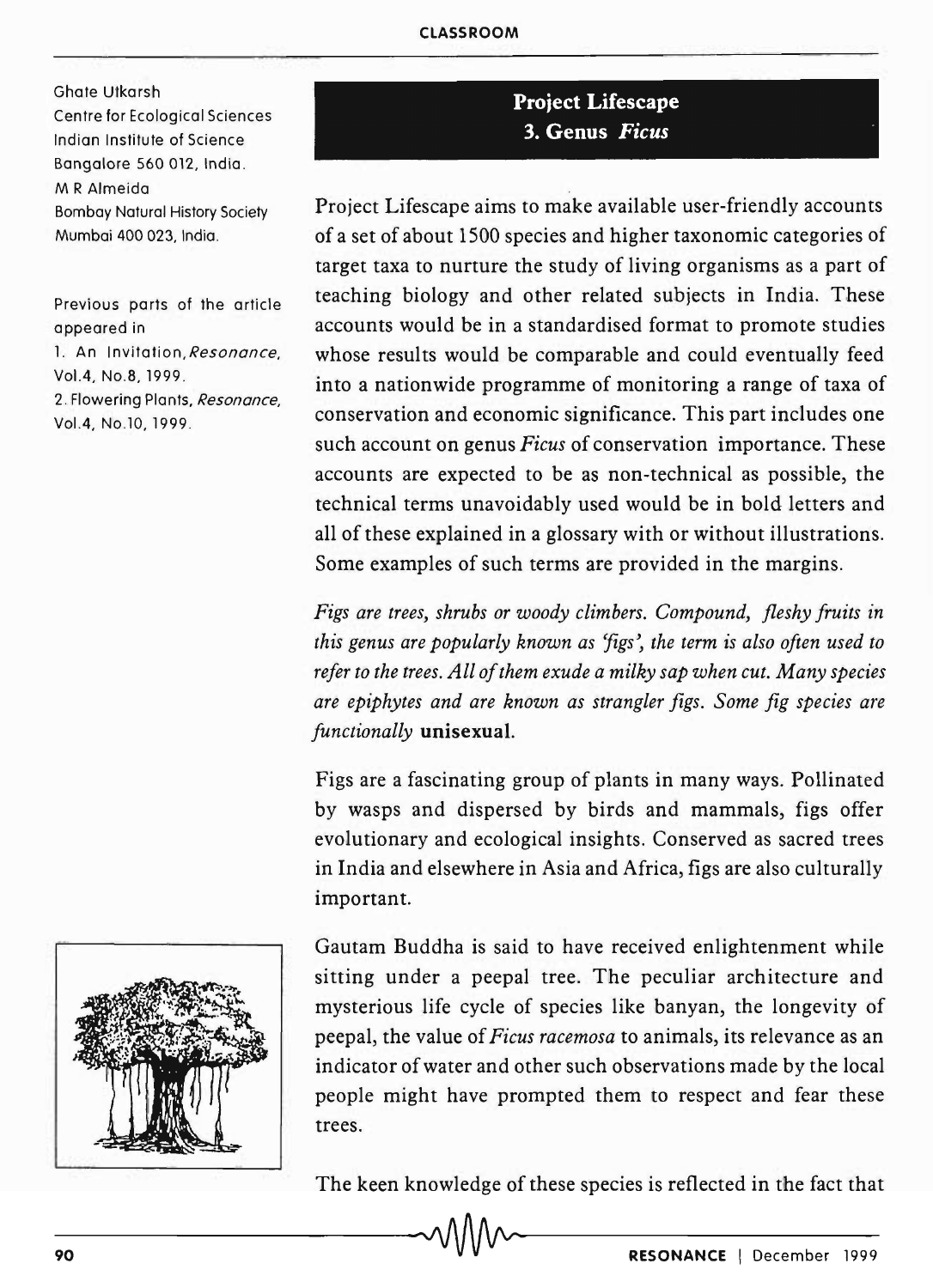Ghate Utkarsh
Centre for Ecological Sciences
Indian Institute of Science
Bangalore 560 012, India.

M R Almeida
Bombay Natural History Society
Mumbai 400 023, India.

Previous parts of the article appeared in
1. An Invitation, *Resonance*, Vol.4, No.8, 1999.
2. Flowering Plants, *Resonance*, Vol.4, No.10, 1999.

# Project Lifescape
## 3. Genus *Ficus*

Project Lifescape aims to make available user-friendly accounts of a set of about 1500 species and higher taxonomic categories of target taxa to nurture the study of living organisms as a part of teaching biology and other related subjects in India. These accounts would be in a standardised format to promote studies whose results would be comparable and could eventually feed into a nationwide programme of monitoring a range of taxa of conservation and economic significance. This part includes one such account on genus *Ficus* of conservation importance. These accounts are expected to be as non-technical as possible, the technical terms unavoidably used would be in bold letters and all of these explained in a glossary with or without illustrations. Some examples of such terms are provided in the margins.

*Figs are trees, shrubs or woody climbers. Compound, fleshy fruits in this genus are popularly known as 'figs', the term is also often used to refer to the trees. All of them exude a milky sap when cut. Many species are epiphytes and are known as strangler figs. Some fig species are functionally* **unisexual**.

Figs are a fascinating group of plants in many ways. Pollinated by wasps and dispersed by birds and mammals, figs offer evolutionary and ecological insights. Conserved as sacred trees in India and elsewhere in Asia and Africa, figs are also culturally important.

Gautam Buddha is said to have received enlightenment while sitting under a peepal tree. The peculiar architecture and mysterious life cycle of species like banyan, the longevity of peepal, the value of *Ficus racemosa* to animals, its relevance as an indicator of water and other such observations made by the local people might have prompted them to respect and fear these trees.

The keen knowledge of these species is reflected in the fact that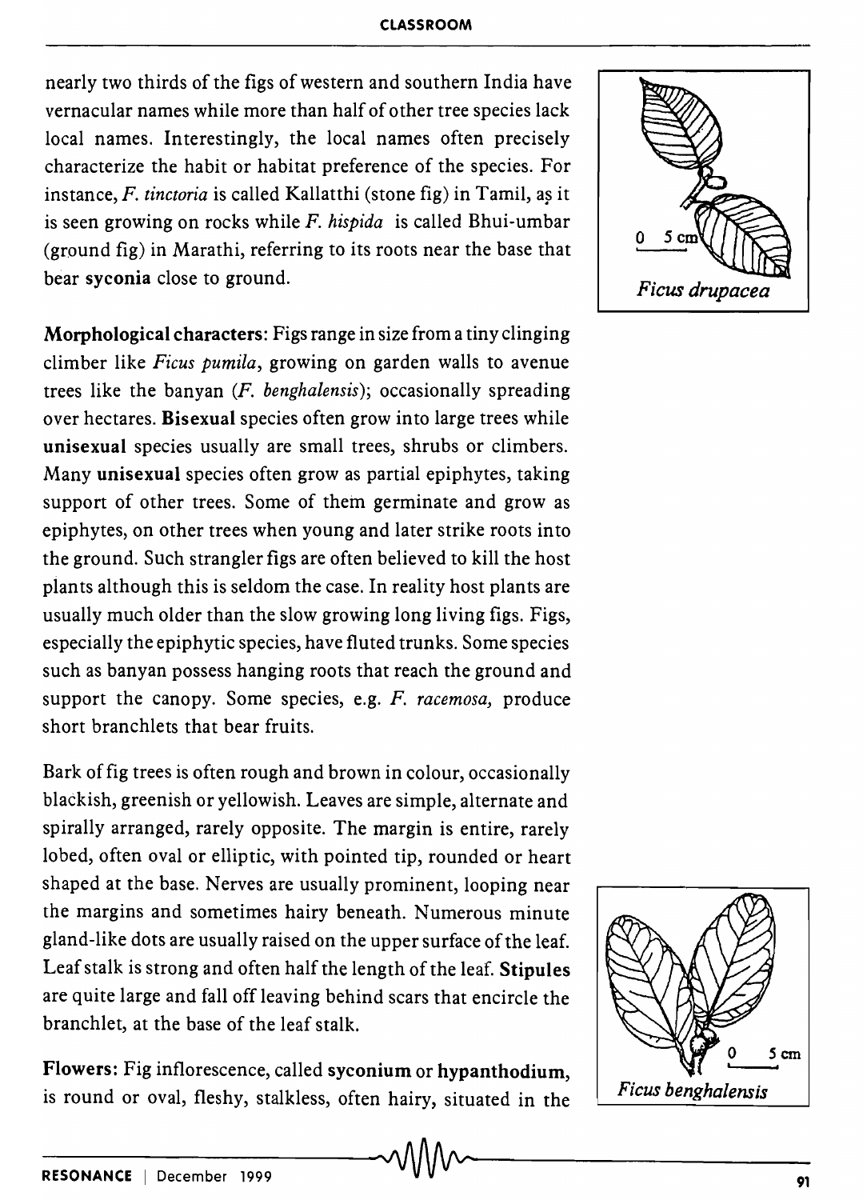nearly two thirds of the figs of western and southern India have vernacular names while more than half of other tree species lack local names. Interestingly, the local names often precisely characterize the habit or habitat preference of the species. For instance, *F. tinctoria* is called Kallatthi (stone fig) in Tamil, as it is seen growing on rocks while *F. hispida* is called Bhui-umbar (ground fig) in Marathi, referring to its roots near the base that bear **syconia** close to ground.

0 5 cm

*Ficus drupacea*

**Morphological characters**: Figs range in size from a tiny clinging climber like *Ficus pumila*, growing on garden walls to avenue trees like the banyan (*F. benghalensis*); occasionally spreading over hectares. **Bisexual** species often grow into large trees while **unisexual** species usually are small trees, shrubs or climbers. Many **unisexual** species often grow as partial epiphytes, taking support of other trees. Some of them germinate and grow as epiphytes, on other trees when young and later strike roots into the ground. Such strangler figs are often believed to kill the host plants although this is seldom the case. In reality host plants are usually much older than the slow growing long living figs. Figs, especially the epiphytic species, have fluted trunks. Some species such as banyan possess hanging roots that reach the ground and support the canopy. Some species, e.g. *F. racemosa*, produce short branchlets that bear fruits.

Bark of fig trees is often rough and brown in colour, occasionally blackish, greenish or yellowish. Leaves are simple, alternate and spirally arranged, rarely opposite. The margin is entire, rarely lobed, often oval or elliptic, with pointed tip, rounded or heart shaped at the base. Nerves are usually prominent, looping near the margins and sometimes hairy beneath. Numerous minute gland-like dots are usually raised on the upper surface of the leaf. Leaf stalk is strong and often half the length of the leaf. **Stipules** are quite large and fall off leaving behind scars that encircle the branchlet, at the base of the leaf stalk.

0 5 cm

*Ficus benghalensis*

**Flowers:** Fig inflorescence, called **syconium** or **hypanthodium**, is round or oval, fleshy, stalkless, often hairy, situated in the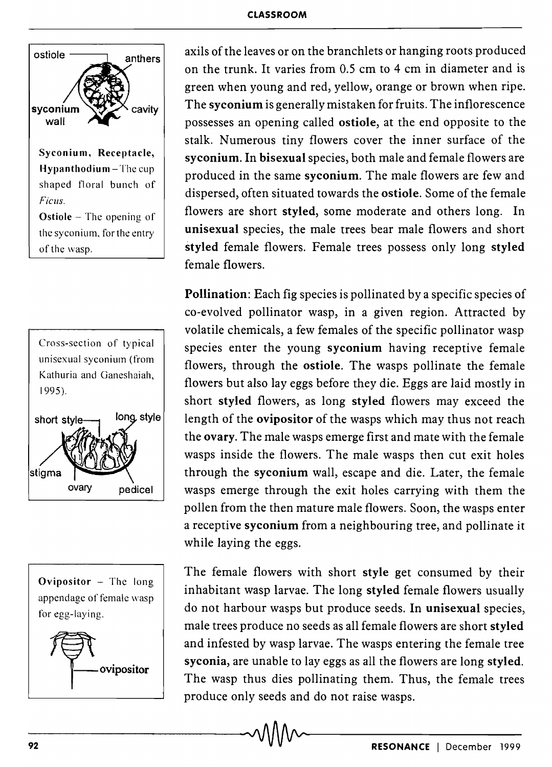axils of the leaves or on the branchlets or hanging roots produced on the trunk. It varies from 0.5 cm to 4 cm in diameter and is green when young and red, yellow, orange or brown when ripe. The **syconium** is generally mistaken for fruits. The inflorescence possesses an opening called **ostiole**, at the end opposite to the stalk. Numerous tiny flowers cover the inner surface of the **syconium**. In **bisexual** species, both male and female flowers are produced in the same **syconium**. The male flowers are few and dispersed, often situated towards the **ostiole**. Some of the female flowers are short **styled**, some moderate and others long. In **unisexual** species, the male trees bear male flowers and short **styled** female flowers. Female trees possess only long **styled** female flowers.

**Syconium, Receptacle, Hypanthodium** – The cup shaped floral bunch of *Ficus*.

**Ostiole** – The opening of the syconium, for the entry of the wasp.

**Pollination**: Each fig species is pollinated by a specific species of co-evolved pollinator wasp, in a given region. Attracted by volatile chemicals, a few females of the specific pollinator wasp species enter the young **syconium** having receptive female flowers, through the **ostiole**. The wasps pollinate the female flowers but also lay eggs before they die. Eggs are laid mostly in short **styled** flowers, as long **styled** flowers may exceed the length of the **ovipositor** of the wasps which may thus not reach the **ovary**. The male wasps emerge first and mate with the female wasps inside the flowers. The male wasps then cut exit holes through the **syconium** wall, escape and die. Later, the female wasps emerge through the exit holes carrying with them the pollen from the then mature male flowers. Soon, the wasps enter a receptive **syconium** from a neighbouring tree, and pollinate it while laying the eggs.

Cross-section of typical unisexual syconium (from Kathuria and Ganeshaiah, 1995).

The female flowers with short **style** get consumed by their inhabitant wasp larvae. The long **styled** female flowers usually do not harbour wasps but produce seeds. **In unisexual** species, male trees produce no seeds as all female flowers are short **styled** and infested by wasp larvae. The wasps entering the female tree **syconia**, are unable to lay eggs as all the flowers are long **styled**. The wasp thus dies pollinating them. Thus, the female trees produce only seeds and do not raise wasps.

**Ovipositor** – The long appendage of female wasp for egg-laying.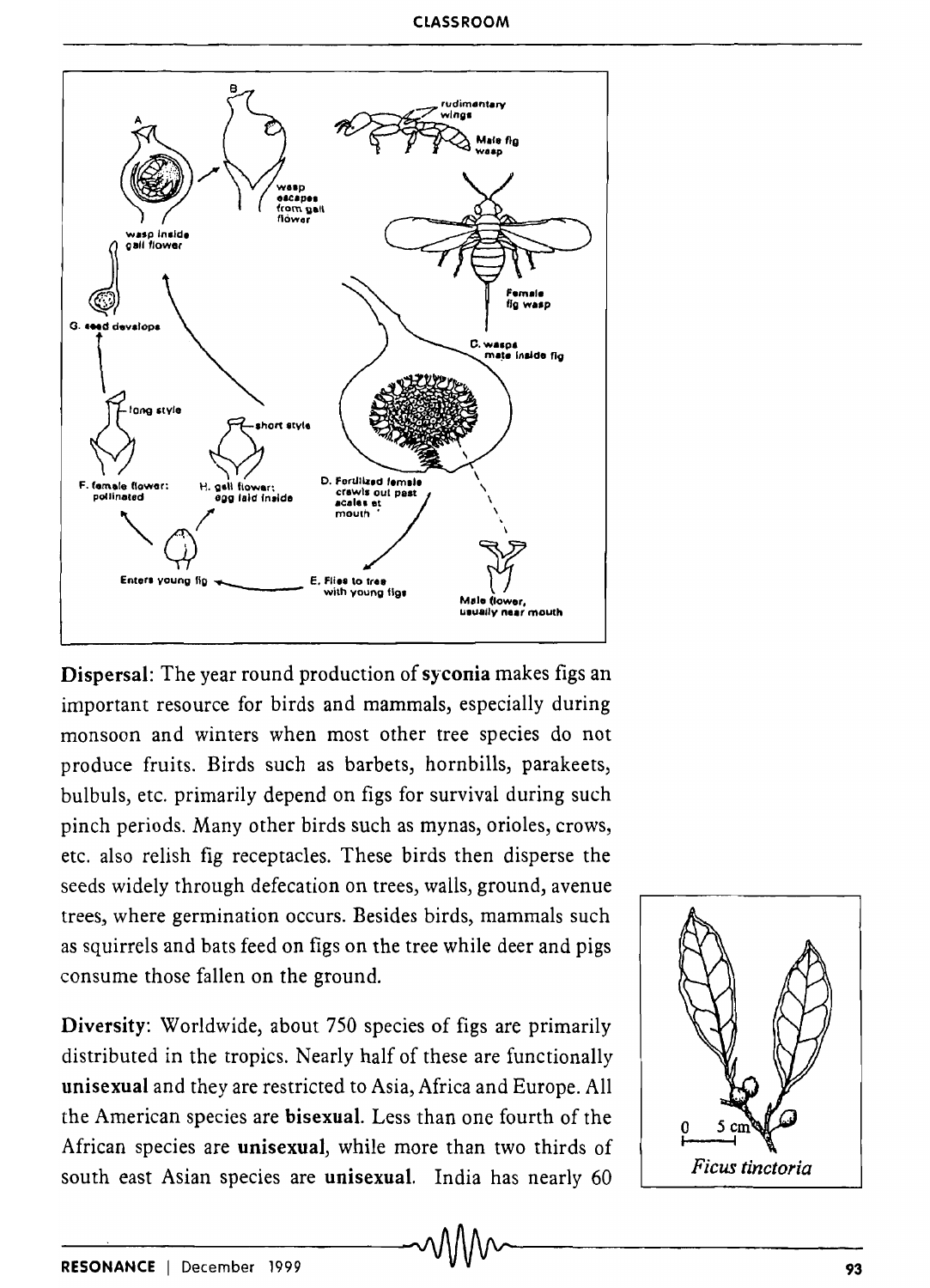**Dispersal**: The year round production of **syconia** makes figs an important resource for birds and mammals, especially during monsoon and winters when most other tree species do not produce fruits. Birds such as barbets, hornbills, parakeets, bulbuls, etc. primarily depend on figs for survival during such pinch periods. Many other birds such as mynas, orioles, crows, etc. also relish fig receptacles. These birds then disperse the seeds widely through defecation on trees, walls, ground, avenue trees, where germination occurs. Besides birds, mammals such as squirrels and bats feed on figs on the tree while deer and pigs consume those fallen on the ground.

**Diversity**: Worldwide, about 750 species of figs are primarily distributed in the tropics. Nearly half of these are functionally **unisexual** and they are restricted to Asia, Africa and Europe. All the American species are **bisexual**. Less than one fourth of the African species are **unisexual**, while more than two thirds of south east Asian species are **unisexual**. India has nearly 60

*Ficus tinctoria*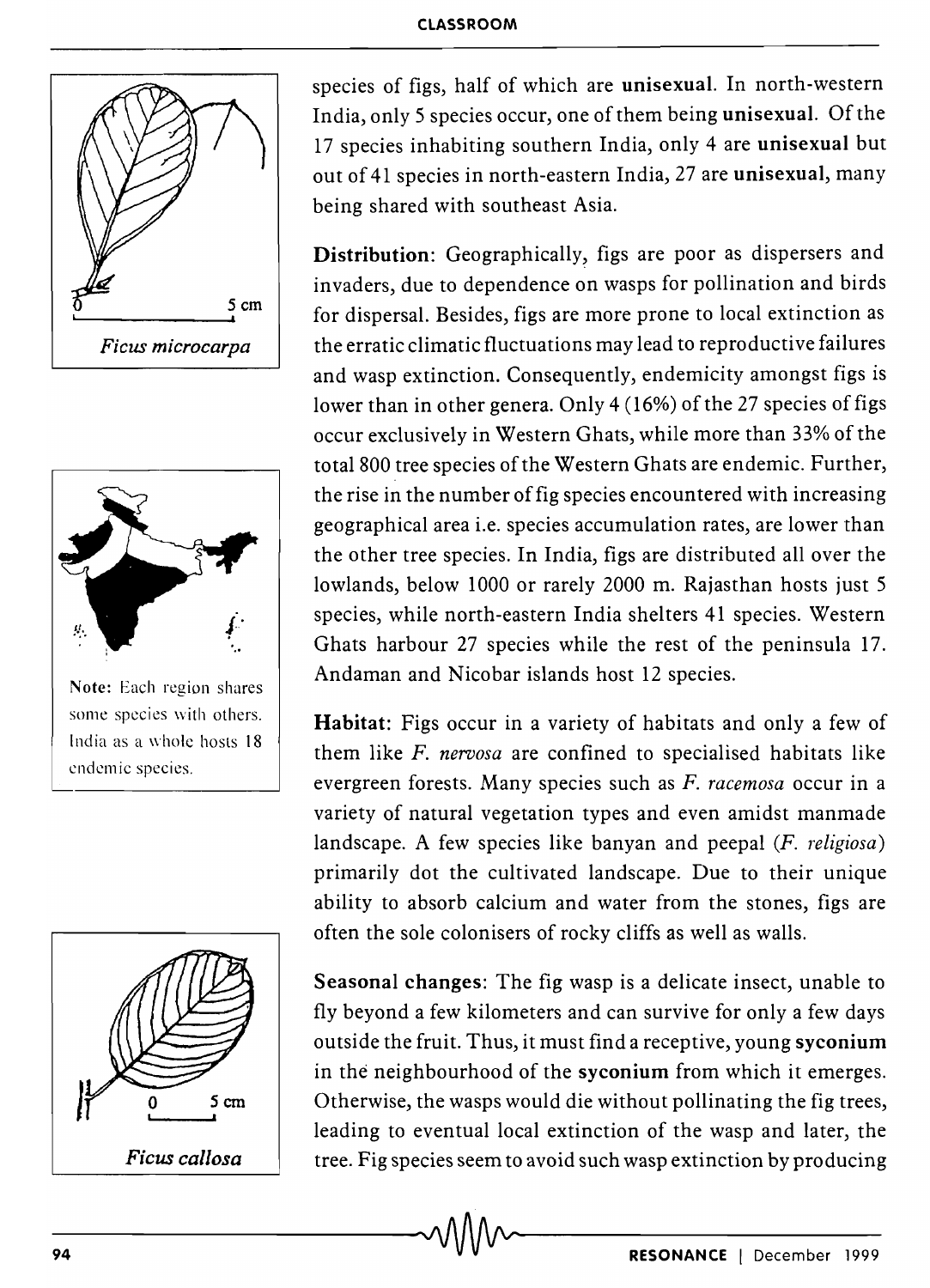species of figs, half of which are **unisexual**. In north-western India, only 5 species occur, one of them being **unisexual**. Of the 17 species inhabiting southern India, only 4 are **unisexual** but out of 41 species in north-eastern India, 27 are **unisexual**, many being shared with southeast Asia.

**Distribution**: Geographically, figs are poor as dispersers and invaders, due to dependence on wasps for pollination and birds for dispersal. Besides, figs are more prone to local extinction as the erratic climatic fluctuations may lead to reproductive failures and wasp extinction. Consequently, endemicity amongst figs is lower than in other genera. Only 4 (16%) of the 27 species of figs occur exclusively in Western Ghats, while more than 33% of the total 800 tree species of the Western Ghats are endemic. Further, the rise in the number of fig species encountered with increasing geographical area i.e. species accumulation rates, are lower than the other tree species. In India, figs are distributed all over the lowlands, below 1000 or rarely 2000 m. Rajasthan hosts just 5 species, while north-eastern India shelters 41 species. Western Ghats harbour 27 species while the rest of the peninsula 17. Andaman and Nicobar islands host 12 species.

**Habitat**: Figs occur in a variety of habitats and only a few of them like *F. nervosa* are confined to specialised habitats like evergreen forests. Many species such as *F. racemosa* occur in a variety of natural vegetation types and even amidst manmade landscape. A few species like banyan and peepal (*F. religiosa*) primarily dot the cultivated landscape. Due to their unique ability to absorb calcium and water from the stones, figs are often the sole colonisers of rocky cliffs as well as walls.

**Seasonal changes**: The fig wasp is a delicate insect, unable to fly beyond a few kilometers and can survive for only a few days outside the fruit. Thus, it must find a receptive, young **syconium** in the neighbourhood of the **syconium** from which it emerges. Otherwise, the wasps would die without pollinating the fig trees, leading to eventual local extinction of the wasp and later, the tree. Fig species seem to avoid such wasp extinction by producing

*Ficus microcarpa*

Note: Each region shares some species with others. India as a whole hosts 18 endemic species.

*Ficus callosa*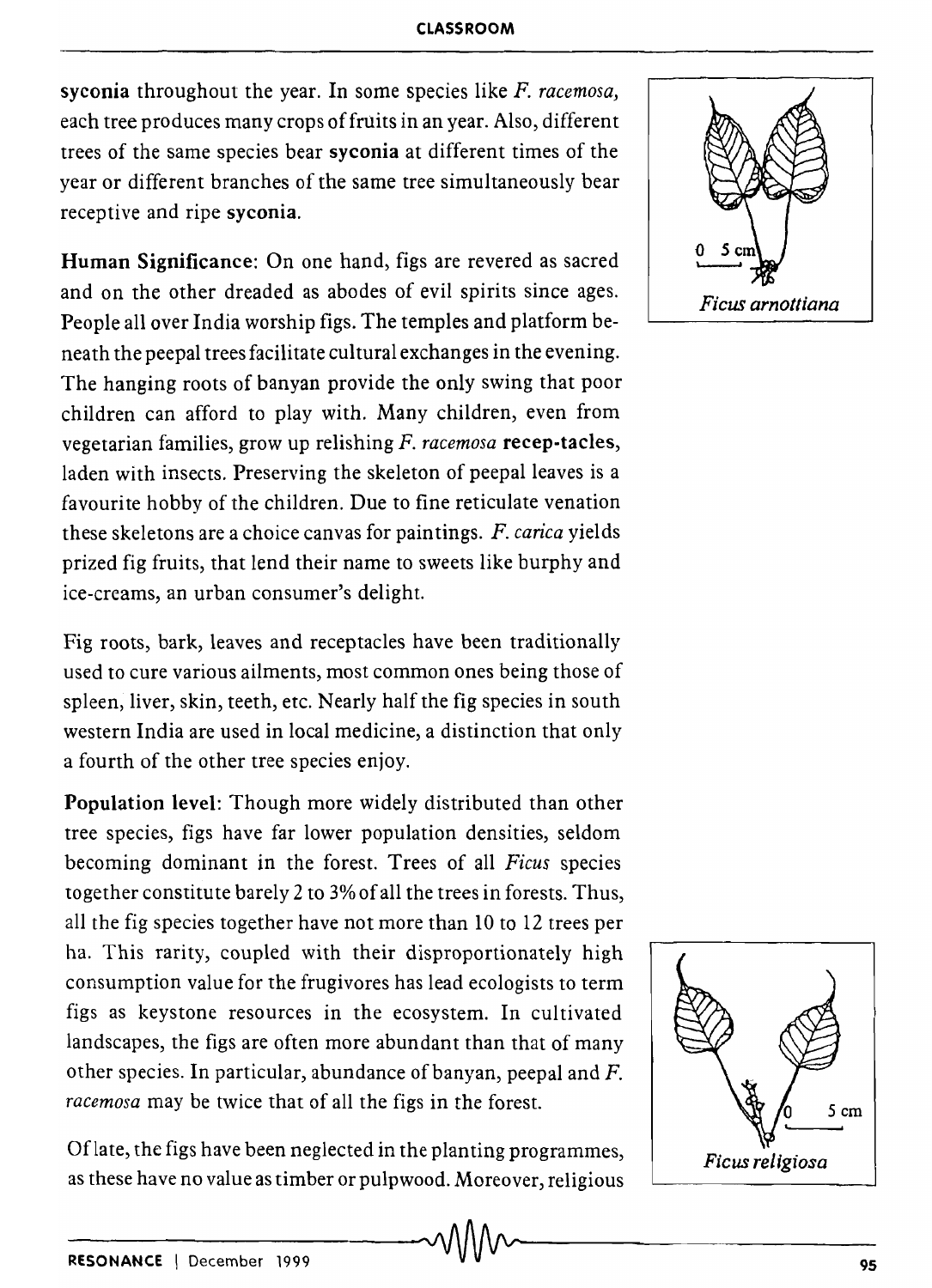**syconia** throughout the year. In some species like *F. racemosa*, each tree produces many crops of fruits in an year. Also, different trees of the same species bear **syconia** at different times of the year or different branches of the same tree simultaneously bear receptive and ripe **syconia**.

**Human Significance**: On one hand, figs are revered as sacred and on the other dreaded as abodes of evil spirits since ages. People all over India worship figs. The temples and platform beneath the peepal trees facilitate cultural exchanges in the evening. The hanging roots of banyan provide the only swing that poor children can afford to play with. Many children, even from vegetarian families, grow up relishing *F. racemosa* **recep-tacles**, laden with insects. Preserving the skeleton of peepal leaves is a favourite hobby of the children. Due to fine reticulate venation these skeletons are a choice canvas for paintings. *F. carica* yields prized fig fruits, that lend their name to sweets like burphy and ice-creams, an urban consumer's delight.

Fig roots, bark, leaves and receptacles have been traditionally used to cure various ailments, most common ones being those of spleen, liver, skin, teeth, etc. Nearly half the fig species in south western India are used in local medicine, a distinction that only a fourth of the other tree species enjoy.

**Population level**: Though more widely distributed than other tree species, figs have far lower population densities, seldom becoming dominant in the forest. Trees of all *Ficus* species together constitute barely 2 to 3% of all the trees in forests. Thus, all the fig species together have not more than 10 to 12 trees per ha. This rarity, coupled with their disproportionately high consumption value for the frugivores has lead ecologists to term figs as keystone resources in the ecosystem. In cultivated landscapes, the figs are often more abundant than that of many other species. In particular, abundance of banyan, peepal and *F. racemosa* may be twice that of all the figs in the forest.

Of late, the figs have been neglected in the planting programmes, as these have no value as timber or pulpwood. Moreover, religious

*Ficus arnottiana*

*Ficus religiosa*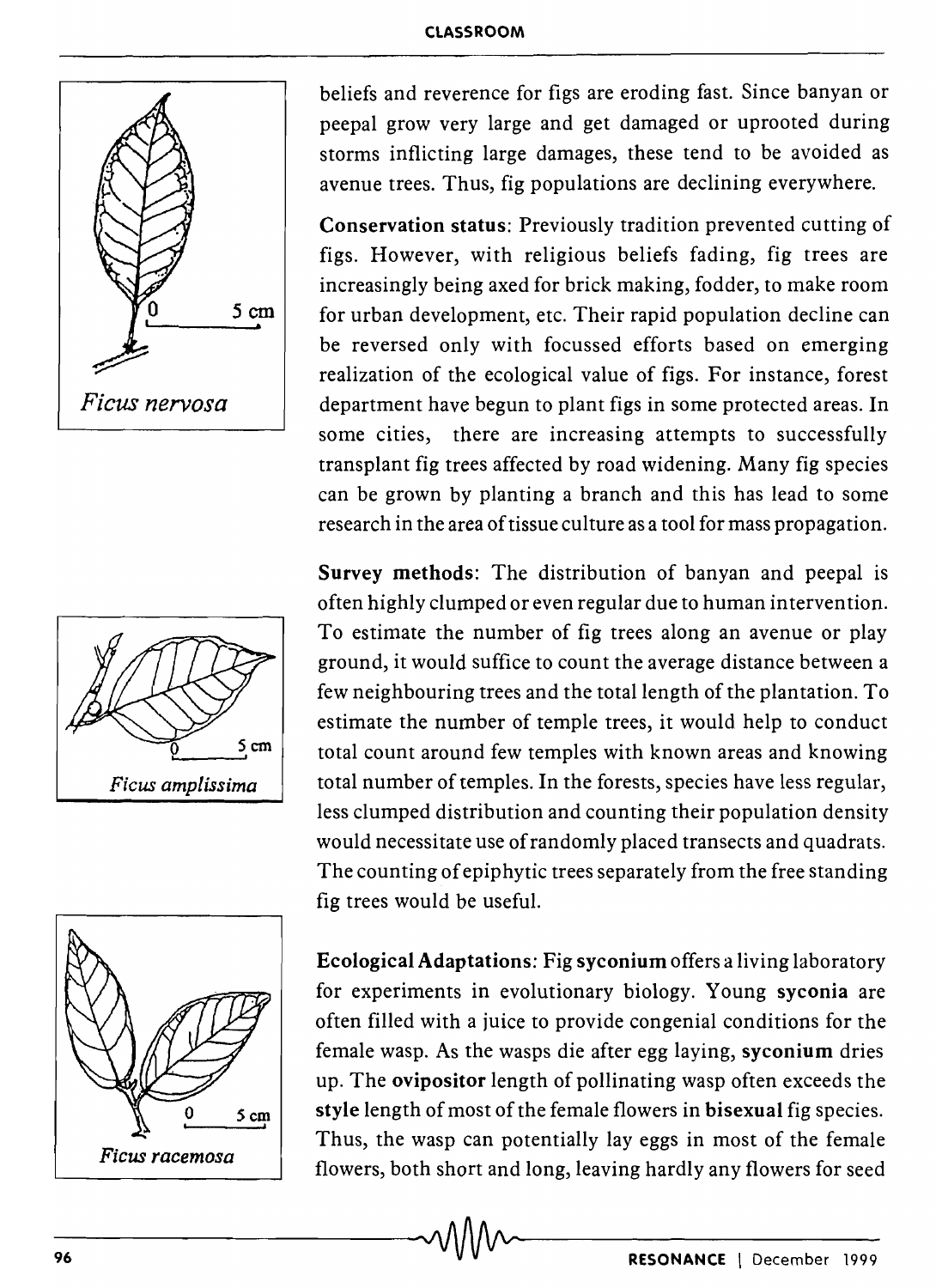beliefs and reverence for figs are eroding fast. Since banyan or peepal grow very large and get damaged or uprooted during storms inflicting large damages, these tend to be avoided as avenue trees. Thus, fig populations are declining everywhere.

**Conservation status**: Previously tradition prevented cutting of figs. However, with religious beliefs fading, fig trees are increasingly being axed for brick making, fodder, to make room for urban development, etc. Their rapid population decline can be reversed only with focussed efforts based on emerging realization of the ecological value of figs. For instance, forest department have begun to plant figs in some protected areas. In some cities, there are increasing attempts to successfully transplant fig trees affected by road widening. Many fig species can be grown by planting a branch and this has lead to some research in the area of tissue culture as a tool for mass propagation.

**Survey methods**: The distribution of banyan and peepal is often highly clumped or even regular due to human intervention. To estimate the number of fig trees along an avenue or play ground, it would suffice to count the average distance between a few neighbouring trees and the total length of the plantation. To estimate the number of temple trees, it would help to conduct total count around few temples with known areas and knowing total number of temples. In the forests, species have less regular, less clumped distribution and counting their population density would necessitate use of randomly placed transects and quadrats. The counting of epiphytic trees separately from the free standing fig trees would be useful.

**Ecological Adaptations**: Fig **syconium** offers a living laboratory for experiments in evolutionary biology. Young **syconia** are often filled with a juice to provide congenial conditions for the female wasp. As the wasps die after egg laying, **syconium** dries up. The **ovipositor** length of pollinating wasp often exceeds the **style** length of most of the female flowers in **bisexual** fig species. Thus, the wasp can potentially lay eggs in most of the female flowers, both short and long, leaving hardly any flowers for seed

0 5 cm

*Ficus nervosa*

0 5 cm

*Ficus amplissima*

0 5 cm

*Ficus racemosa*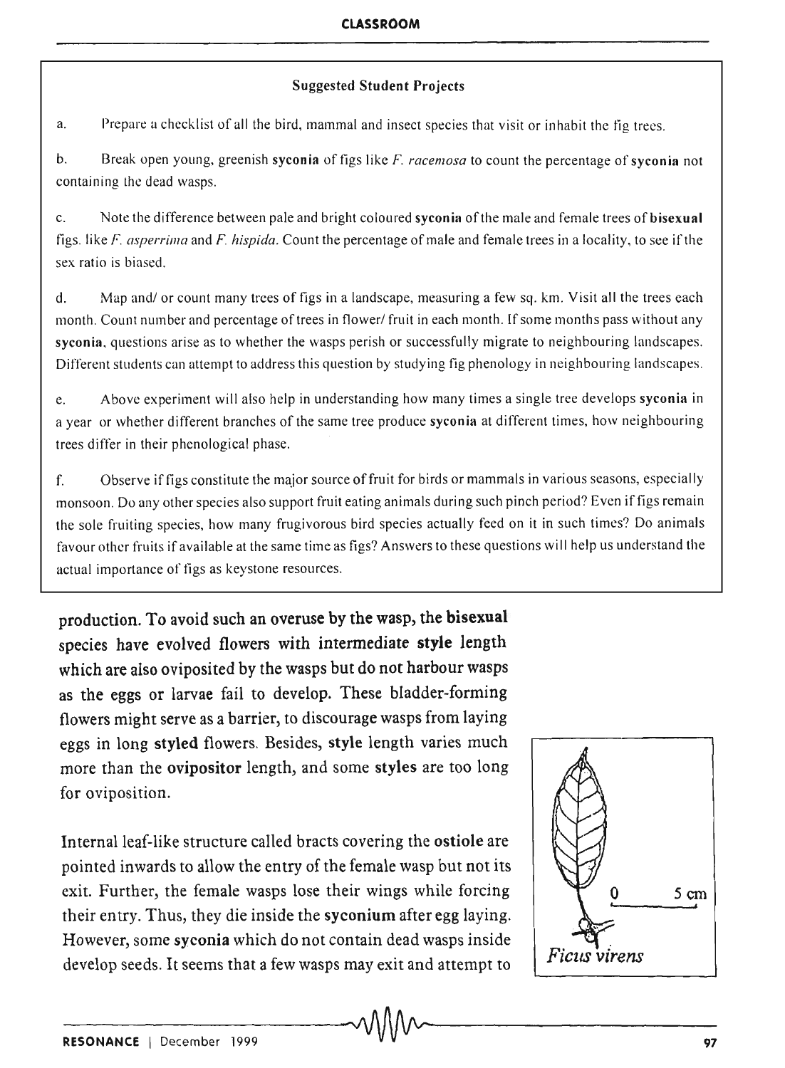**Suggested Student Projects**

a. Prepare a checklist of all the bird, mammal and insect species that visit or inhabit the fig trees.

b. Break open young, greenish **syconia** of figs like *F. racemosa* to count the percentage of **syconia** not containing the dead wasps.

c. Note the difference between pale and bright coloured **syconia** of the male and female trees of **bisexual** figs. like *F. asperrima* and *F. hispida*. Count the percentage of male and female trees in a locality, to see if the sex ratio is biased.

d. Map and/ or count many trees of figs in a landscape, measuring a few sq. km. Visit all the trees each month. Count number and percentage of trees in flower/ fruit in each month. If some months pass without any **syconia**, questions arise as to whether the wasps perish or successfully migrate to neighbouring landscapes. Different students can attempt to address this question by studying fig phenology in neighbouring landscapes.

e. Above experiment will also help in understanding how many times a single tree develops **syconia** in a year or whether different branches of the same tree produce **syconia** at different times, how neighbouring trees differ in their phenological phase.

f. Observe if figs constitute the major source of fruit for birds or mammals in various seasons, especially monsoon. Do any other species also support fruit eating animals during such pinch period? Even if figs remain the sole fruiting species, how many frugivorous bird species actually feed on it in such times? Do animals favour other fruits if available at the same time as figs? Answers to these questions will help us understand the actual importance of figs as keystone resources.

production. To avoid such an overuse by the wasp, the **bisexual** species have evolved flowers with intermediate **style** length which are also oviposited by the wasps but do not harbour wasps as the eggs or larvae fail to develop. These bladder-forming flowers might serve as a barrier, to discourage wasps from laying eggs in long **styled** flowers. Besides, **style** length varies much more than the **ovipositor** length, and some **styles** are too long for oviposition.

Internal leaf-like structure called bracts covering the **ostiole** are pointed inwards to allow the entry of the female wasp but not its exit. Further, the female wasps lose their wings while forcing their entry. Thus, they die inside the **syconium** after egg laying. However, some **syconia** which do not contain dead wasps inside develop seeds. It seems that a few wasps may exit and attempt to

0 5 cm

*Ficus virens*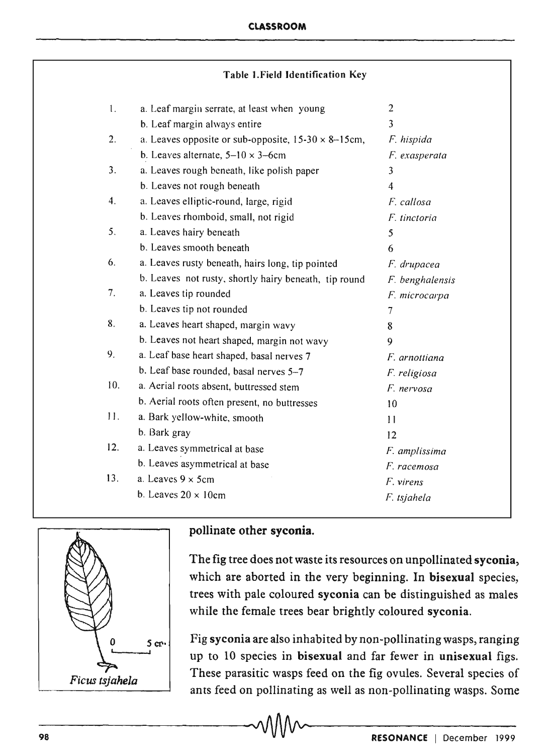**Table 1. Field Identification Key**

| | | |
|---|---|---|
| 1. | a. Leaf margin serrate, at least when young | 2 |
| | b. Leaf margin always entire | 3 |
| 2. | a. Leaves opposite or sub-opposite, 15-30 × 8–15cm, | *F. hispida* |
| | b. Leaves alternate, 5–10 × 3–6cm | *F. exasperata* |
| 3. | a. Leaves rough beneath, like polish paper | 3 |
| | b. Leaves not rough beneath | 4 |
| 4. | a. Leaves elliptic-round, large, rigid | *F. callosa* |
| | b. Leaves rhomboid, small, not rigid | *F. tinctoria* |
| 5. | a. Leaves hairy beneath | 5 |
| | b. Leaves smooth beneath | 6 |
| 6. | a. Leaves rusty beneath, hairs long, tip pointed | *F. drupacea* |
| | b. Leaves not rusty, shortly hairy beneath, tip round | *F. benghalensis* |
| 7. | a. Leaves tip rounded | *F. microcarpa* |
| | b. Leaves tip not rounded | 7 |
| 8. | a. Leaves heart shaped, margin wavy | 8 |
| | b. Leaves not heart shaped, margin not wavy | 9 |
| 9. | a. Leaf base heart shaped, basal nerves 7 | *F. arnottiana* |
| | b. Leaf base rounded, basal nerves 5–7 | *F. religiosa* |
| 10. | a. Aerial roots absent, buttressed stem | *F. nervosa* |
| | b. Aerial roots often present, no buttresses | 10 |
| 11. | a. Bark yellow-white, smooth | 11 |
| | b. Bark gray | 12 |
| 12. | a. Leaves symmetrical at base | *F. amplissima* |
| | b. Leaves asymmetrical at base | *F. racemosa* |
| 13. | a. Leaves 9 × 5cm | *F. virens* |
| | b. Leaves 20 × 10cm | *F. tsjahela* |

*Ficus tsjahela*

pollinate other **syconia**.

The fig tree does not waste its resources on unpollinated **syconia**, which are aborted in the very beginning. In **bisexual** species, trees with pale coloured **syconia** can be distinguished as males while the female trees bear brightly coloured **syconia**.

Fig **syconia** are also inhabited by non-pollinating wasps, ranging up to 10 species in **bisexual** and far fewer in **unisexual** figs. These parasitic wasps feed on the fig ovules. Several species of ants feed on pollinating as well as non-pollinating wasps. Some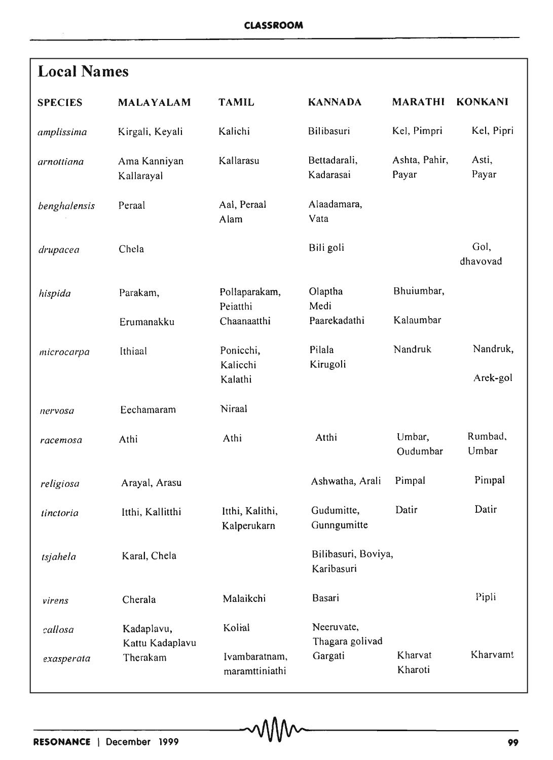## Local Names

| SPECIES | MALAYALAM | TAMIL | KANNADA | MARATHI | KONKANI |
|---|---|---|---|---|---|
| *amplissima* | Kirgali, Keyali | Kalichi | Bilibasuri | Kel, Pimpri | Kel, Pipri |
| *arnottiana* | Ama Kanniyan Kallarayal | Kallarasu | Bettadarali, Kadarasai | Ashta, Pahir, Payar | Asti, Payar |
| *benghalensis* | Peraal | Aal, Peraal Alam | Alaadamara, Vata | | |
| *drupacea* | Chela | | Bili goli | | Gol, dhavovad |
| *hispida* | Parakam, Erumanakku | Pollaparakam, Peiatthi Chaanaatthi | Olaptha Medi Paarekadathi | Bhuiumbar, Kalaumbar | |
| *microcarpa* | Ithiaal | Ponicchi, Kalicchi Kalathi | Pilala Kirugoli | Nandruk | Nandruk, Arek-gol |
| *nervosa* | Eechamaram | Niraal | | | |
| *racemosa* | Athi | Athi | Atthi | Umbar, Oudumbar | Rumbad, Umbar |
| *religiosa* | Arayal, Arasu | | Ashwatha, Arali | Pimpal | Pimpal |
| *tinctoria* | Itthi, Kallitthi | Itthi, Kalithi, Kalperukarn | Gudumitte, Gunngumitte | Datir | Datir |
| *tsjahela* | Karal, Chela | | Bilibasuri, Boviya, Karibasuri | | |
| *virens* | Cherala | Malaikchi | Basari | | Pipli |
| *callosa* | Kadaplavu, Kattu Kadaplavu | Kolial | Neeruvate, Thagara golivad | | |
| *exasperata* | Therakam | Ivambaratnam, maramttiniathi | Gargati | Kharvat Kharoti | Kharvamt |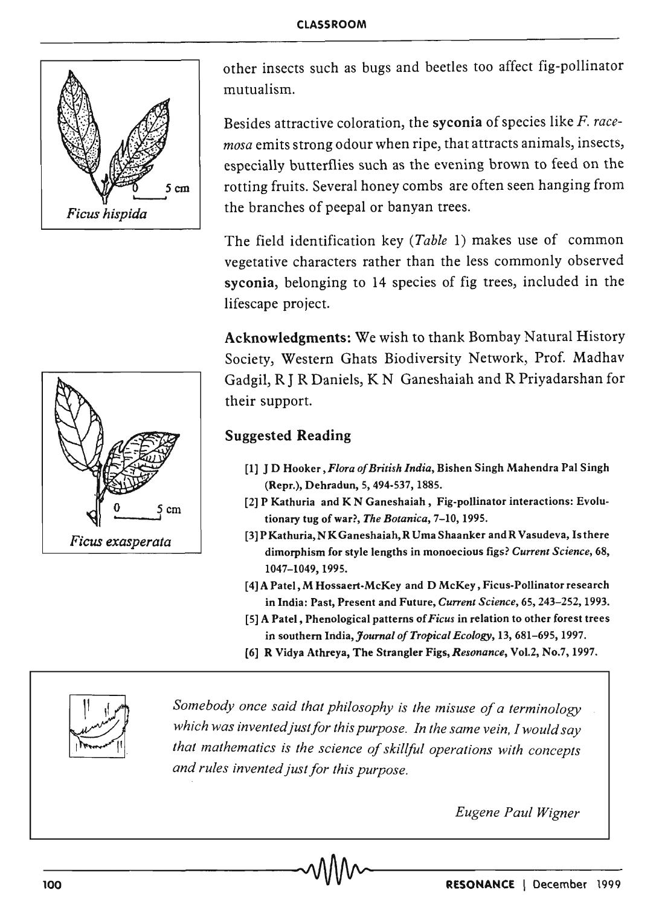other insects such as bugs and beetles too affect fig-pollinator mutualism.

Besides attractive coloration, the **syconia** of species like *F. racemosa* emits strong odour when ripe, that attracts animals, insects, especially butterflies such as the evening brown to feed on the rotting fruits. Several honey combs are often seen hanging from the branches of peepal or banyan trees.

The field identification key (*Table* 1) makes use of common vegetative characters rather than the less commonly observed **syconia**, belonging to 14 species of fig trees, included in the lifescape project.

0 5 cm

*Ficus hispida*

0 5 cm

*Ficus exasperata*

**Acknowledgments:** We wish to thank Bombay Natural History Society, Western Ghats Biodiversity Network, Prof. Madhav Gadgil, R J R Daniels, K N Ganeshaiah and R Priyadarshan for their support.

## Suggested Reading

[1] J D Hooker, *Flora of British India*, Bishen Singh Mahendra Pal Singh (Repr.), Dehradun, 5, 494-537, 1885.

[2] P Kathuria and K N Ganeshaiah, Fig-pollinator interactions: Evolutionary tug of war?, *The Botanica*, 7–10, 1995.

[3] P Kathuria, N K Ganeshaiah, R Uma Shaanker and R Vasudeva, Is there dimorphism for style lengths in monoecious figs? *Current Science*, 68, 1047–1049, 1995.

[4] A Patel, M Hossaert-McKey and D McKey, Ficus-Pollinator research in India: Past, Present and Future, *Current Science*, 65, 243–252, 1993.

[5] A Patel, Phenological patterns of *Ficus* in relation to other forest trees in southern India, *Journal of Tropical Ecology*, 13, 681–695, 1997.

[6] R Vidya Athreya, The Strangler Figs, *Resonance*, Vol.2, No.7, 1997.

*Somebody once said that philosophy is the misuse of a terminology which was invented just for this purpose. In the same vein, I would say that mathematics is the science of skillful operations with concepts and rules invented just for this purpose.*

*Eugene Paul Wigner*